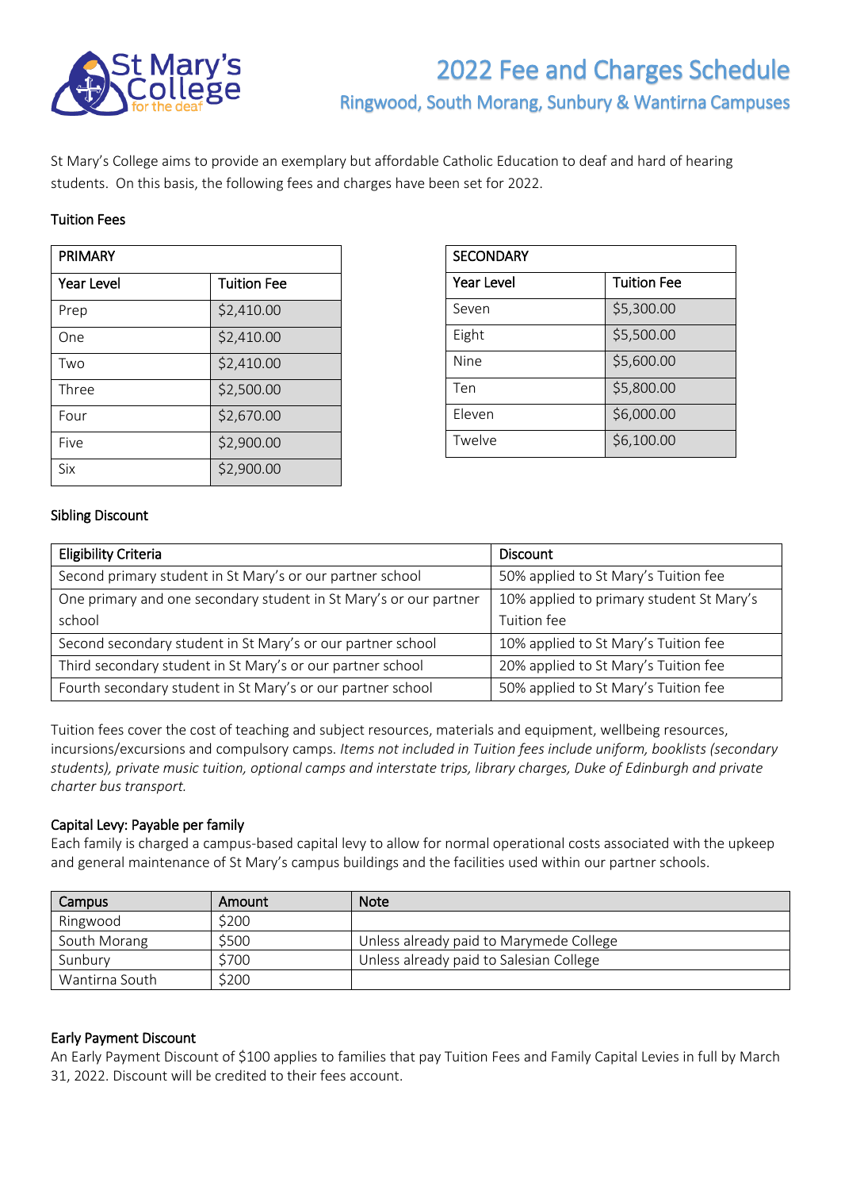# 2022 Fee and Charges Schedule

## Ringwood, South Morang, Sunbury & Wantirna Campuses

St Mary's College aims to provide an exemplary but affordable Catholic Education to deaf and hard of hearing students. On this basis, the following fees and charges have been set for 2022.

### Tuition Fees

| PRIMARY | |
|---|---|
| **Year Level** | **Tuition Fee** |
| Prep | $2,410.00 |
| One | $2,410.00 |
| Two | $2,410.00 |
| Three | $2,500.00 |
| Four | $2,670.00 |
| Five | $2,900.00 |
| Six | $2,900.00 |

| SECONDARY | |
|---|---|
| **Year Level** | **Tuition Fee** |
| Seven | $5,300.00 |
| Eight | $5,500.00 |
| Nine | $5,600.00 |
| Ten | $5,800.00 |
| Eleven | $6,000.00 |
| Twelve | $6,100.00 |

### Sibling Discount

| Eligibility Criteria | Discount |
|---|---|
| Second primary student in St Mary's or our partner school | 50% applied to St Mary's Tuition fee |
| One primary and one secondary student in St Mary's or our partner school | 10% applied to primary student St Mary's Tuition fee |
| Second secondary student in St Mary's or our partner school | 10% applied to St Mary's Tuition fee |
| Third secondary student in St Mary's or our partner school | 20% applied to St Mary's Tuition fee |
| Fourth secondary student in St Mary's or our partner school | 50% applied to St Mary's Tuition fee |

Tuition fees cover the cost of teaching and subject resources, materials and equipment, wellbeing resources, incursions/excursions and compulsory camps. *Items not included in Tuition fees include uniform, booklists (secondary students), private music tuition, optional camps and interstate trips, library charges, Duke of Edinburgh and private charter bus transport.*

### Capital Levy: Payable per family

Each family is charged a campus-based capital levy to allow for normal operational costs associated with the upkeep and general maintenance of St Mary's campus buildings and the facilities used within our partner schools.

| Campus | Amount | Note |
|---|---|---|
| Ringwood | $200 | |
| South Morang | $500 | Unless already paid to Marymede College |
| Sunbury | $700 | Unless already paid to Salesian College |
| Wantirna South | $200 | |

### Early Payment Discount

An Early Payment Discount of $100 applies to families that pay Tuition Fees and Family Capital Levies in full by March 31, 2022. Discount will be credited to their fees account.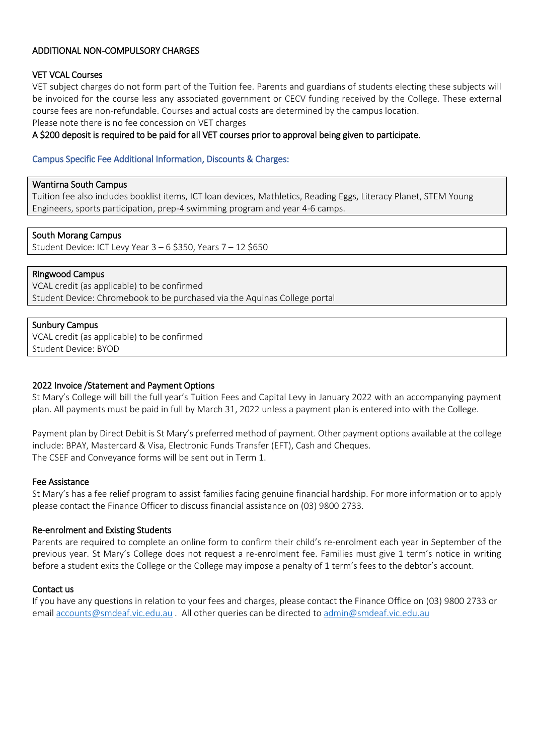## ADDITIONAL NON-COMPULSORY CHARGES

### VET VCAL Courses

VET subject charges do not form part of the Tuition fee. Parents and guardians of students electing these subjects will be invoiced for the course less any associated government or CECV funding received by the College. These external course fees are non-refundable. Courses and actual costs are determined by the campus location.
Please note there is no fee concession on VET charges

A $200 deposit is required to be paid for all VET courses prior to approval being given to participate.

### Campus Specific Fee Additional Information, Discounts & Charges:

#### Wantirna South Campus

Tuition fee also includes booklist items, ICT loan devices, Mathletics, Reading Eggs, Literacy Planet, STEM Young Engineers, sports participation, prep-4 swimming program and year 4-6 camps.

#### South Morang Campus

Student Device: ICT Levy Year 3 – 6 $350, Years 7 – 12 $650

#### Ringwood Campus

VCAL credit (as applicable) to be confirmed
Student Device: Chromebook to be purchased via the Aquinas College portal

#### Sunbury Campus

VCAL credit (as applicable) to be confirmed
Student Device: BYOD

### 2022 Invoice /Statement and Payment Options

St Mary's College will bill the full year's Tuition Fees and Capital Levy in January 2022 with an accompanying payment plan. All payments must be paid in full by March 31, 2022 unless a payment plan is entered into with the College.

Payment plan by Direct Debit is St Mary's preferred method of payment. Other payment options available at the college include: BPAY, Mastercard & Visa, Electronic Funds Transfer (EFT), Cash and Cheques.
The CSEF and Conveyance forms will be sent out in Term 1.

### Fee Assistance

St Mary's has a fee relief program to assist families facing genuine financial hardship. For more information or to apply please contact the Finance Officer to discuss financial assistance on (03) 9800 2733.

### Re-enrolment and Existing Students

Parents are required to complete an online form to confirm their child's re-enrolment each year in September of the previous year. St Mary's College does not request a re-enrolment fee. Families must give 1 term's notice in writing before a student exits the College or the College may impose a penalty of 1 term's fees to the debtor's account.

### Contact us

If you have any questions in relation to your fees and charges, please contact the Finance Office on (03) 9800 2733 or email accounts@smdeaf.vic.edu.au . All other queries can be directed to admin@smdeaf.vic.edu.au